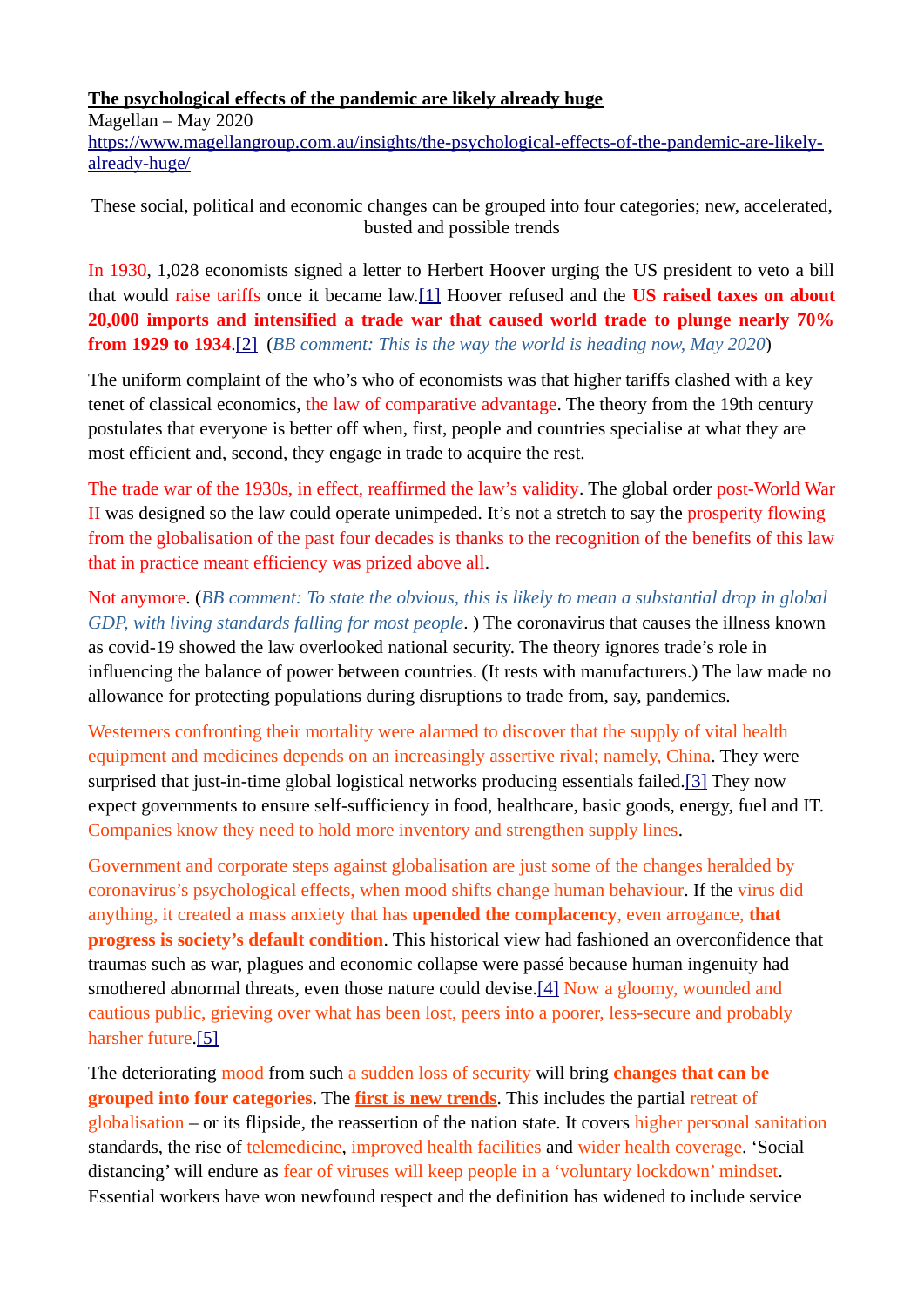**The psychological effects of the pandemic are likely already huge**

Magellan – May 2020

https://www.magellangroup.com.au/insights/the-psychological-effects-of-the-pandemic-are-likely-already-huge/

These social, political and economic changes can be grouped into four categories; new, accelerated, busted and possible trends

In 1930, 1,028 economists signed a letter to Herbert Hoover urging the US president to veto a bill that would raise tariffs once it became law.[1] Hoover refused and the **US raised taxes on about 20,000 imports and intensified a trade war that caused world trade to plunge nearly 70% from 1929 to 1934**.[2] (*BB comment: This is the way the world is heading now, May 2020*)

The uniform complaint of the who's who of economists was that higher tariffs clashed with a key tenet of classical economics, the law of comparative advantage. The theory from the 19th century postulates that everyone is better off when, first, people and countries specialise at what they are most efficient and, second, they engage in trade to acquire the rest.

The trade war of the 1930s, in effect, reaffirmed the law's validity. The global order post-World War II was designed so the law could operate unimpeded. It's not a stretch to say the prosperity flowing from the globalisation of the past four decades is thanks to the recognition of the benefits of this law that in practice meant efficiency was prized above all.

Not anymore. (*BB comment: To state the obvious, this is likely to mean a substantial drop in global GDP, with living standards falling for most people*. ) The coronavirus that causes the illness known as covid-19 showed the law overlooked national security. The theory ignores trade's role in influencing the balance of power between countries. (It rests with manufacturers.) The law made no allowance for protecting populations during disruptions to trade from, say, pandemics.

Westerners confronting their mortality were alarmed to discover that the supply of vital health equipment and medicines depends on an increasingly assertive rival; namely, China. They were surprised that just-in-time global logistical networks producing essentials failed.[3] They now expect governments to ensure self-sufficiency in food, healthcare, basic goods, energy, fuel and IT. Companies know they need to hold more inventory and strengthen supply lines.

Government and corporate steps against globalisation are just some of the changes heralded by coronavirus's psychological effects, when mood shifts change human behaviour. If the virus did anything, it created a mass anxiety that has **upended the complacency**, even arrogance, **that progress is society's default condition**. This historical view had fashioned an overconfidence that traumas such as war, plagues and economic collapse were passé because human ingenuity had smothered abnormal threats, even those nature could devise.[4] Now a gloomy, wounded and cautious public, grieving over what has been lost, peers into a poorer, less-secure and probably harsher future.[5]

The deteriorating mood from such a sudden loss of security will bring **changes that can be grouped into four categories**. The **first is new trends**. This includes the partial retreat of globalisation – or its flipside, the reassertion of the nation state. It covers higher personal sanitation standards, the rise of telemedicine, improved health facilities and wider health coverage. 'Social distancing' will endure as fear of viruses will keep people in a 'voluntary lockdown' mindset. Essential workers have won newfound respect and the definition has widened to include service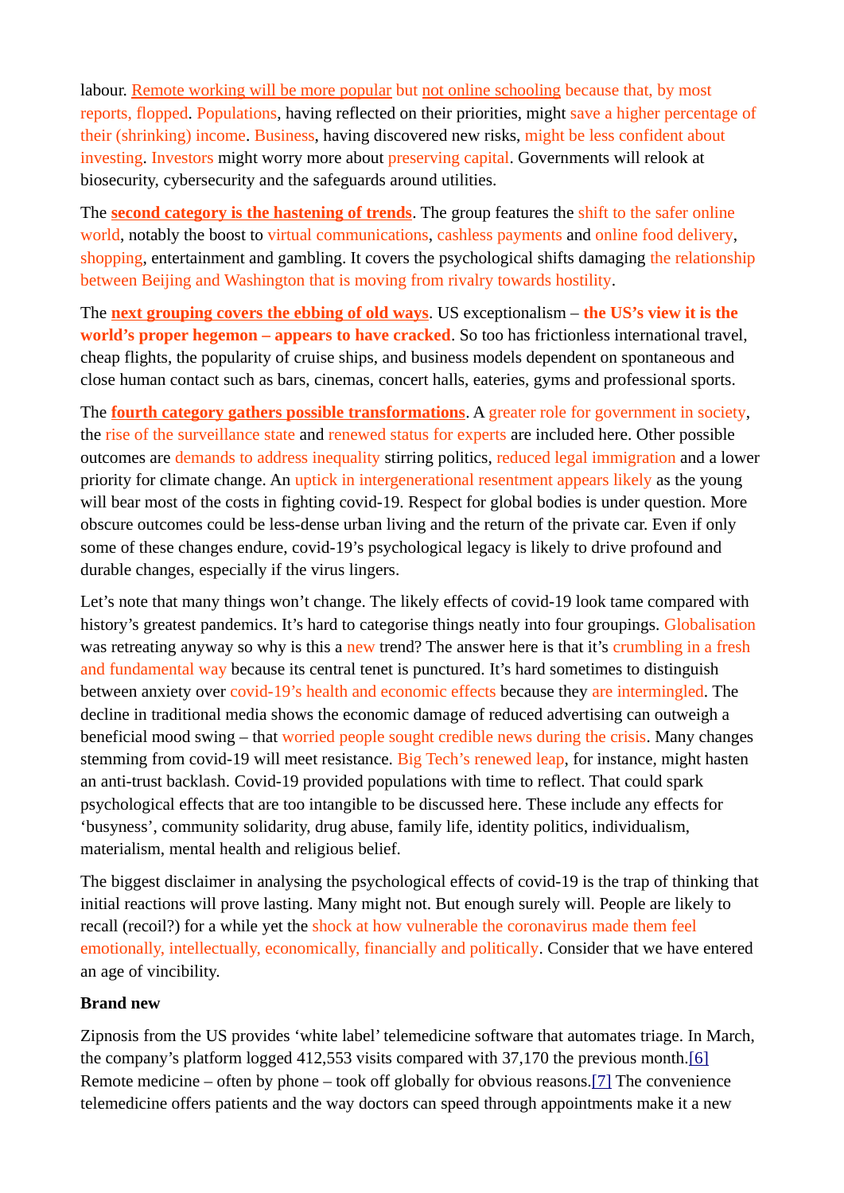labour. Remote working will be more popular but not online schooling because that, by most reports, flopped. Populations, having reflected on their priorities, might save a higher percentage of their (shrinking) income. Business, having discovered new risks, might be less confident about investing. Investors might worry more about preserving capital. Governments will relook at biosecurity, cybersecurity and the safeguards around utilities.

The **second category is the hastening of trends**. The group features the shift to the safer online world, notably the boost to virtual communications, cashless payments and online food delivery, shopping, entertainment and gambling. It covers the psychological shifts damaging the relationship between Beijing and Washington that is moving from rivalry towards hostility.

The **next grouping covers the ebbing of old ways**. US exceptionalism – **the US's view it is the world's proper hegemon – appears to have cracked**. So too has frictionless international travel, cheap flights, the popularity of cruise ships, and business models dependent on spontaneous and close human contact such as bars, cinemas, concert halls, eateries, gyms and professional sports.

The **fourth category gathers possible transformations**. A greater role for government in society, the rise of the surveillance state and renewed status for experts are included here. Other possible outcomes are demands to address inequality stirring politics, reduced legal immigration and a lower priority for climate change. An uptick in intergenerational resentment appears likely as the young will bear most of the costs in fighting covid-19. Respect for global bodies is under question. More obscure outcomes could be less-dense urban living and the return of the private car. Even if only some of these changes endure, covid-19's psychological legacy is likely to drive profound and durable changes, especially if the virus lingers.

Let's note that many things won't change. The likely effects of covid-19 look tame compared with history's greatest pandemics. It's hard to categorise things neatly into four groupings. Globalisation was retreating anyway so why is this a new trend? The answer here is that it's crumbling in a fresh and fundamental way because its central tenet is punctured. It's hard sometimes to distinguish between anxiety over covid-19's health and economic effects because they are intermingled. The decline in traditional media shows the economic damage of reduced advertising can outweigh a beneficial mood swing – that worried people sought credible news during the crisis. Many changes stemming from covid-19 will meet resistance. Big Tech's renewed leap, for instance, might hasten an anti-trust backlash. Covid-19 provided populations with time to reflect. That could spark psychological effects that are too intangible to be discussed here. These include any effects for 'busyness', community solidarity, drug abuse, family life, identity politics, individualism, materialism, mental health and religious belief.

The biggest disclaimer in analysing the psychological effects of covid-19 is the trap of thinking that initial reactions will prove lasting. Many might not. But enough surely will. People are likely to recall (recoil?) for a while yet the shock at how vulnerable the coronavirus made them feel emotionally, intellectually, economically, financially and politically. Consider that we have entered an age of vincibility.

**Brand new**

Zipnosis from the US provides 'white label' telemedicine software that automates triage. In March, the company's platform logged 412,553 visits compared with 37,170 the previous month.[6] Remote medicine – often by phone – took off globally for obvious reasons.[7] The convenience telemedicine offers patients and the way doctors can speed through appointments make it a new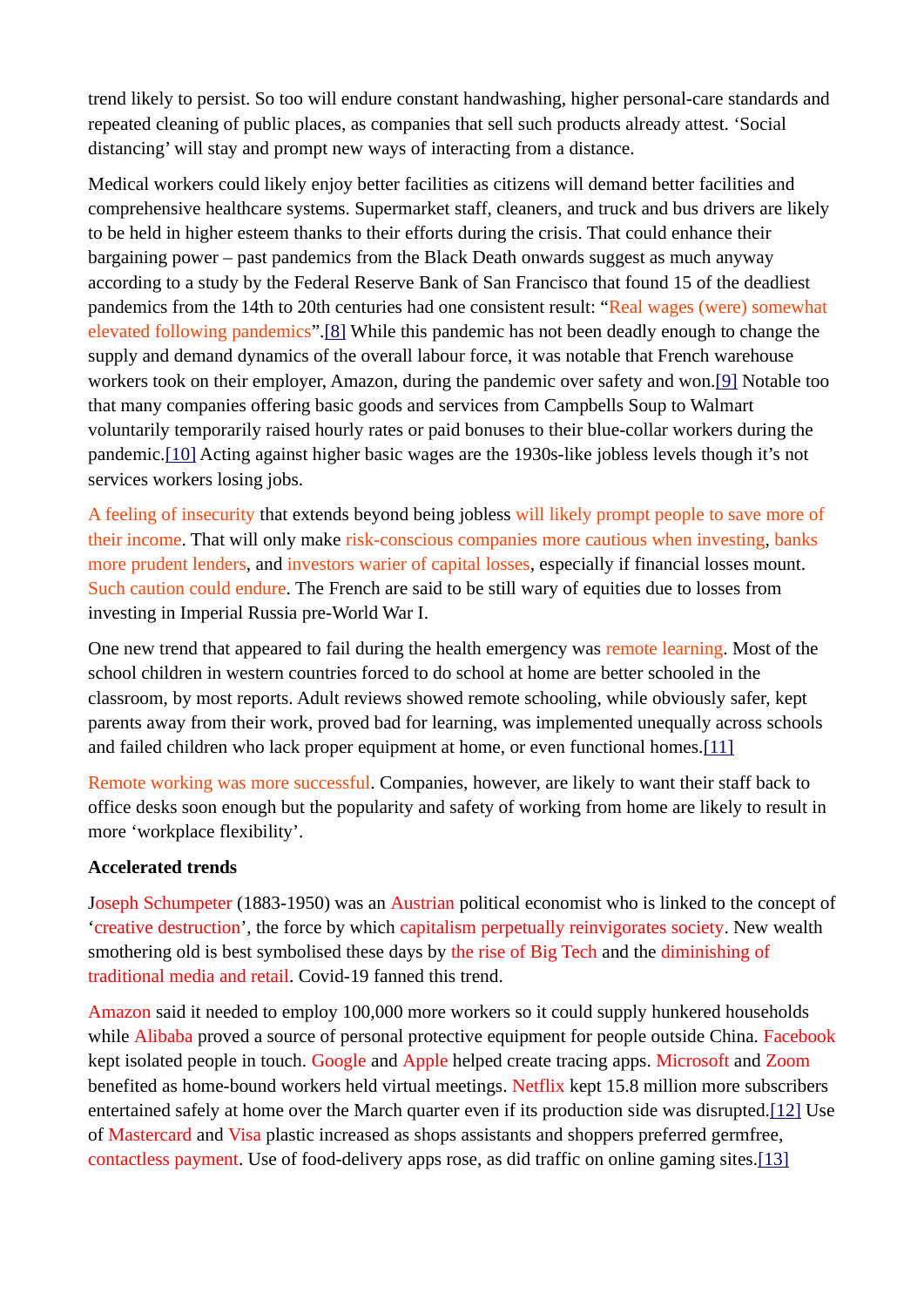trend likely to persist. So too will endure constant handwashing, higher personal-care standards and repeated cleaning of public places, as companies that sell such products already attest. 'Social distancing' will stay and prompt new ways of interacting from a distance.

Medical workers could likely enjoy better facilities as citizens will demand better facilities and comprehensive healthcare systems. Supermarket staff, cleaners, and truck and bus drivers are likely to be held in higher esteem thanks to their efforts during the crisis. That could enhance their bargaining power – past pandemics from the Black Death onwards suggest as much anyway according to a study by the Federal Reserve Bank of San Francisco that found 15 of the deadliest pandemics from the 14th to 20th centuries had one consistent result: "Real wages (were) somewhat elevated following pandemics".[8] While this pandemic has not been deadly enough to change the supply and demand dynamics of the overall labour force, it was notable that French warehouse workers took on their employer, Amazon, during the pandemic over safety and won.[9] Notable too that many companies offering basic goods and services from Campbells Soup to Walmart voluntarily temporarily raised hourly rates or paid bonuses to their blue-collar workers during the pandemic.[10] Acting against higher basic wages are the 1930s-like jobless levels though it's not services workers losing jobs.

A feeling of insecurity that extends beyond being jobless will likely prompt people to save more of their income. That will only make risk-conscious companies more cautious when investing, banks more prudent lenders, and investors warier of capital losses, especially if financial losses mount. Such caution could endure. The French are said to be still wary of equities due to losses from investing in Imperial Russia pre-World War I.

One new trend that appeared to fail during the health emergency was remote learning. Most of the school children in western countries forced to do school at home are better schooled in the classroom, by most reports. Adult reviews showed remote schooling, while obviously safer, kept parents away from their work, proved bad for learning, was implemented unequally across schools and failed children who lack proper equipment at home, or even functional homes.[11]

Remote working was more successful. Companies, however, are likely to want their staff back to office desks soon enough but the popularity and safety of working from home are likely to result in more 'workplace flexibility'.

**Accelerated trends**

Joseph Schumpeter (1883-1950) was an Austrian political economist who is linked to the concept of 'creative destruction', the force by which capitalism perpetually reinvigorates society. New wealth smothering old is best symbolised these days by the rise of Big Tech and the diminishing of traditional media and retail. Covid-19 fanned this trend.

Amazon said it needed to employ 100,000 more workers so it could supply hunkered households while Alibaba proved a source of personal protective equipment for people outside China. Facebook kept isolated people in touch. Google and Apple helped create tracing apps. Microsoft and Zoom benefited as home-bound workers held virtual meetings. Netflix kept 15.8 million more subscribers entertained safely at home over the March quarter even if its production side was disrupted.[12] Use of Mastercard and Visa plastic increased as shops assistants and shoppers preferred germfree, contactless payment. Use of food-delivery apps rose, as did traffic on online gaming sites.[13]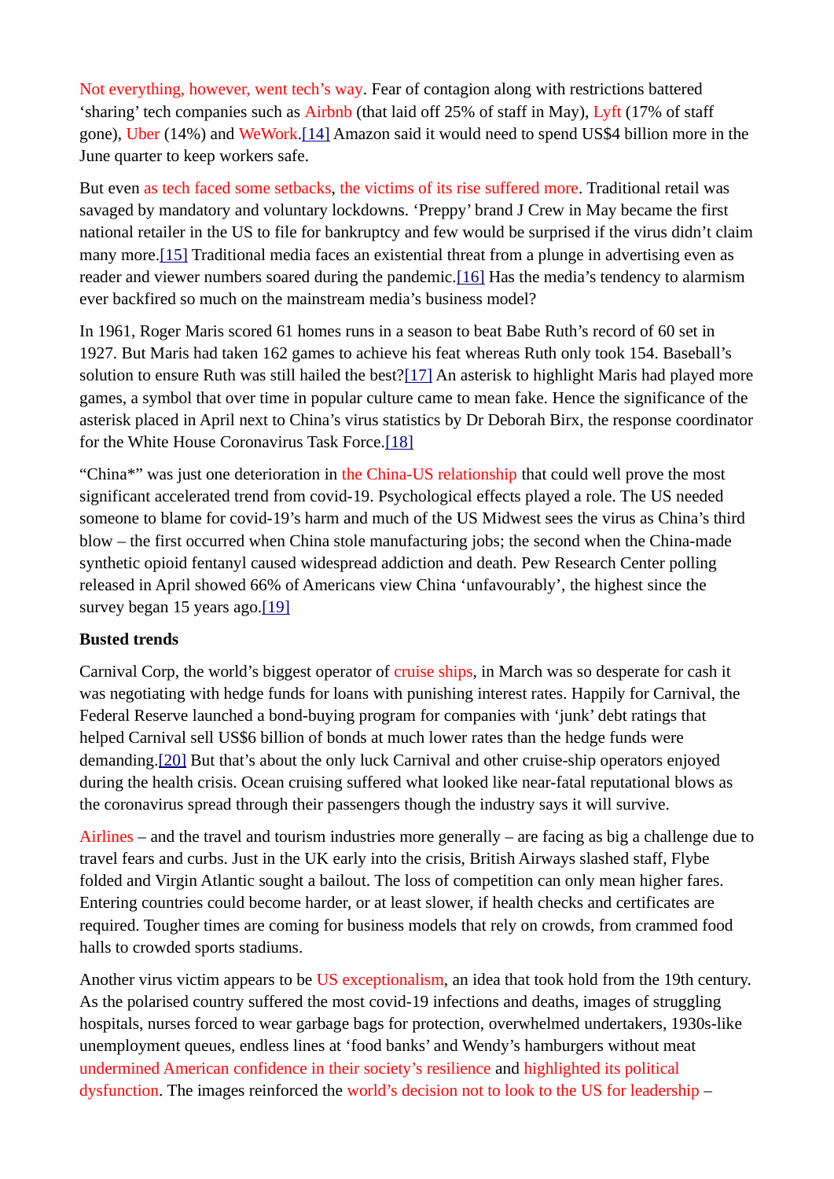Not everything, however, went tech's way. Fear of contagion along with restrictions battered 'sharing' tech companies such as Airbnb (that laid off 25% of staff in May), Lyft (17% of staff gone), Uber (14%) and WeWork.[14] Amazon said it would need to spend US$4 billion more in the June quarter to keep workers safe.

But even as tech faced some setbacks, the victims of its rise suffered more. Traditional retail was savaged by mandatory and voluntary lockdowns. 'Preppy' brand J Crew in May became the first national retailer in the US to file for bankruptcy and few would be surprised if the virus didn't claim many more.[15] Traditional media faces an existential threat from a plunge in advertising even as reader and viewer numbers soared during the pandemic.[16] Has the media's tendency to alarmism ever backfired so much on the mainstream media's business model?

In 1961, Roger Maris scored 61 homes runs in a season to beat Babe Ruth's record of 60 set in 1927. But Maris had taken 162 games to achieve his feat whereas Ruth only took 154. Baseball's solution to ensure Ruth was still hailed the best?[17] An asterisk to highlight Maris had played more games, a symbol that over time in popular culture came to mean fake. Hence the significance of the asterisk placed in April next to China's virus statistics by Dr Deborah Birx, the response coordinator for the White House Coronavirus Task Force.[18]

"China*" was just one deterioration in the China-US relationship that could well prove the most significant accelerated trend from covid-19. Psychological effects played a role. The US needed someone to blame for covid-19's harm and much of the US Midwest sees the virus as China's third blow – the first occurred when China stole manufacturing jobs; the second when the China-made synthetic opioid fentanyl caused widespread addiction and death. Pew Research Center polling released in April showed 66% of Americans view China 'unfavourably', the highest since the survey began 15 years ago.[19]

**Busted trends**

Carnival Corp, the world's biggest operator of cruise ships, in March was so desperate for cash it was negotiating with hedge funds for loans with punishing interest rates. Happily for Carnival, the Federal Reserve launched a bond-buying program for companies with 'junk' debt ratings that helped Carnival sell US$6 billion of bonds at much lower rates than the hedge funds were demanding.[20] But that's about the only luck Carnival and other cruise-ship operators enjoyed during the health crisis. Ocean cruising suffered what looked like near-fatal reputational blows as the coronavirus spread through their passengers though the industry says it will survive.

Airlines – and the travel and tourism industries more generally – are facing as big a challenge due to travel fears and curbs. Just in the UK early into the crisis, British Airways slashed staff, Flybe folded and Virgin Atlantic sought a bailout. The loss of competition can only mean higher fares. Entering countries could become harder, or at least slower, if health checks and certificates are required. Tougher times are coming for business models that rely on crowds, from crammed food halls to crowded sports stadiums.

Another virus victim appears to be US exceptionalism, an idea that took hold from the 19th century. As the polarised country suffered the most covid-19 infections and deaths, images of struggling hospitals, nurses forced to wear garbage bags for protection, overwhelmed undertakers, 1930s-like unemployment queues, endless lines at 'food banks' and Wendy's hamburgers without meat undermined American confidence in their society's resilience and highlighted its political dysfunction. The images reinforced the world's decision not to look to the US for leadership –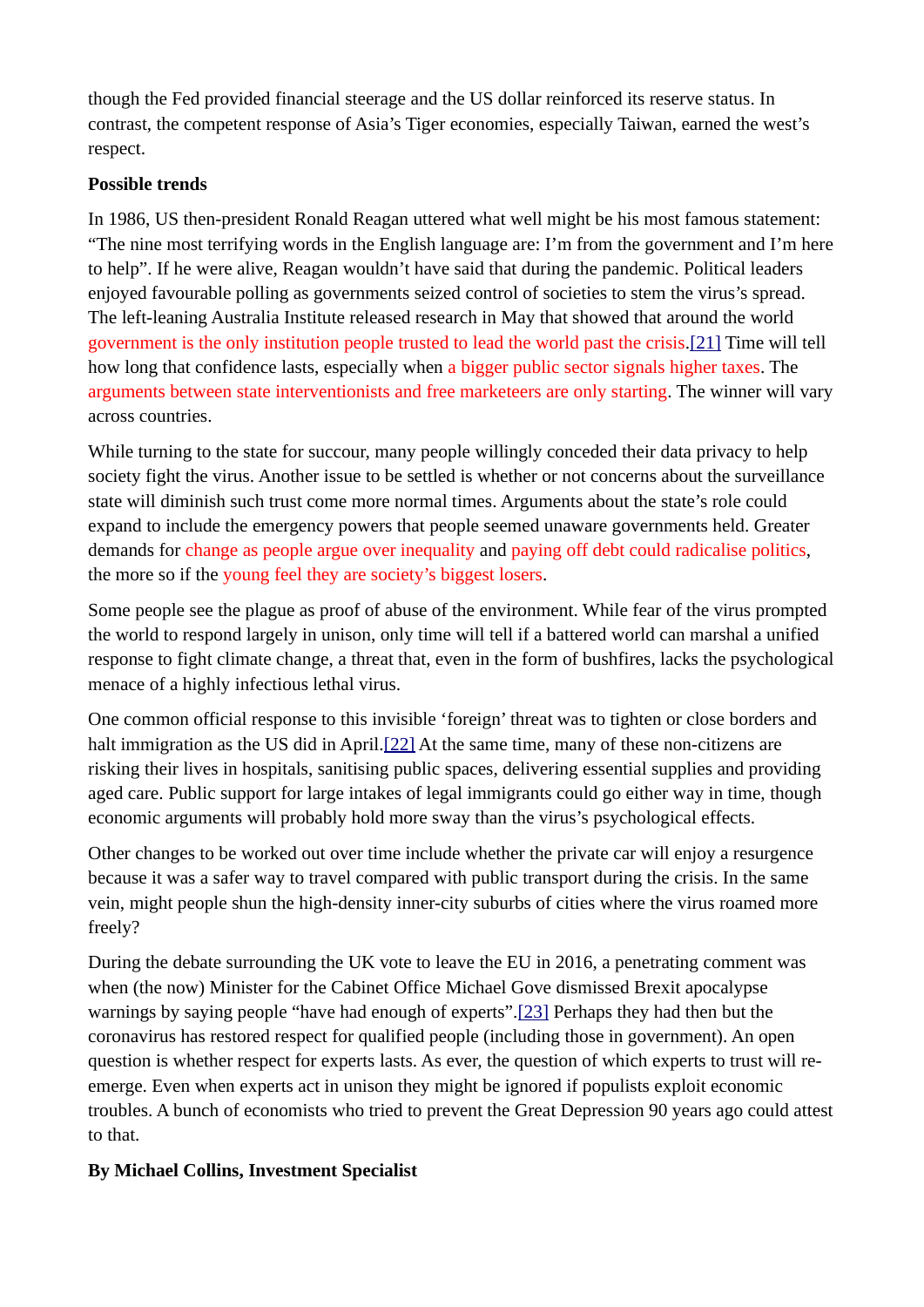though the Fed provided financial steerage and the US dollar reinforced its reserve status. In contrast, the competent response of Asia's Tiger economies, especially Taiwan, earned the west's respect.

**Possible trends**

In 1986, US then-president Ronald Reagan uttered what well might be his most famous statement: "The nine most terrifying words in the English language are: I'm from the government and I'm here to help". If he were alive, Reagan wouldn't have said that during the pandemic. Political leaders enjoyed favourable polling as governments seized control of societies to stem the virus's spread. The left-leaning Australia Institute released research in May that showed that around the world government is the only institution people trusted to lead the world past the crisis.[21] Time will tell how long that confidence lasts, especially when a bigger public sector signals higher taxes. The arguments between state interventionists and free marketeers are only starting. The winner will vary across countries.

While turning to the state for succour, many people willingly conceded their data privacy to help society fight the virus. Another issue to be settled is whether or not concerns about the surveillance state will diminish such trust come more normal times. Arguments about the state's role could expand to include the emergency powers that people seemed unaware governments held. Greater demands for change as people argue over inequality and paying off debt could radicalise politics, the more so if the young feel they are society's biggest losers.

Some people see the plague as proof of abuse of the environment. While fear of the virus prompted the world to respond largely in unison, only time will tell if a battered world can marshal a unified response to fight climate change, a threat that, even in the form of bushfires, lacks the psychological menace of a highly infectious lethal virus.

One common official response to this invisible 'foreign' threat was to tighten or close borders and halt immigration as the US did in April.[22] At the same time, many of these non-citizens are risking their lives in hospitals, sanitising public spaces, delivering essential supplies and providing aged care. Public support for large intakes of legal immigrants could go either way in time, though economic arguments will probably hold more sway than the virus's psychological effects.

Other changes to be worked out over time include whether the private car will enjoy a resurgence because it was a safer way to travel compared with public transport during the crisis. In the same vein, might people shun the high-density inner-city suburbs of cities where the virus roamed more freely?

During the debate surrounding the UK vote to leave the EU in 2016, a penetrating comment was when (the now) Minister for the Cabinet Office Michael Gove dismissed Brexit apocalypse warnings by saying people "have had enough of experts".[23] Perhaps they had then but the coronavirus has restored respect for qualified people (including those in government). An open question is whether respect for experts lasts. As ever, the question of which experts to trust will re-emerge. Even when experts act in unison they might be ignored if populists exploit economic troubles. A bunch of economists who tried to prevent the Great Depression 90 years ago could attest to that.

**By Michael Collins, Investment Specialist**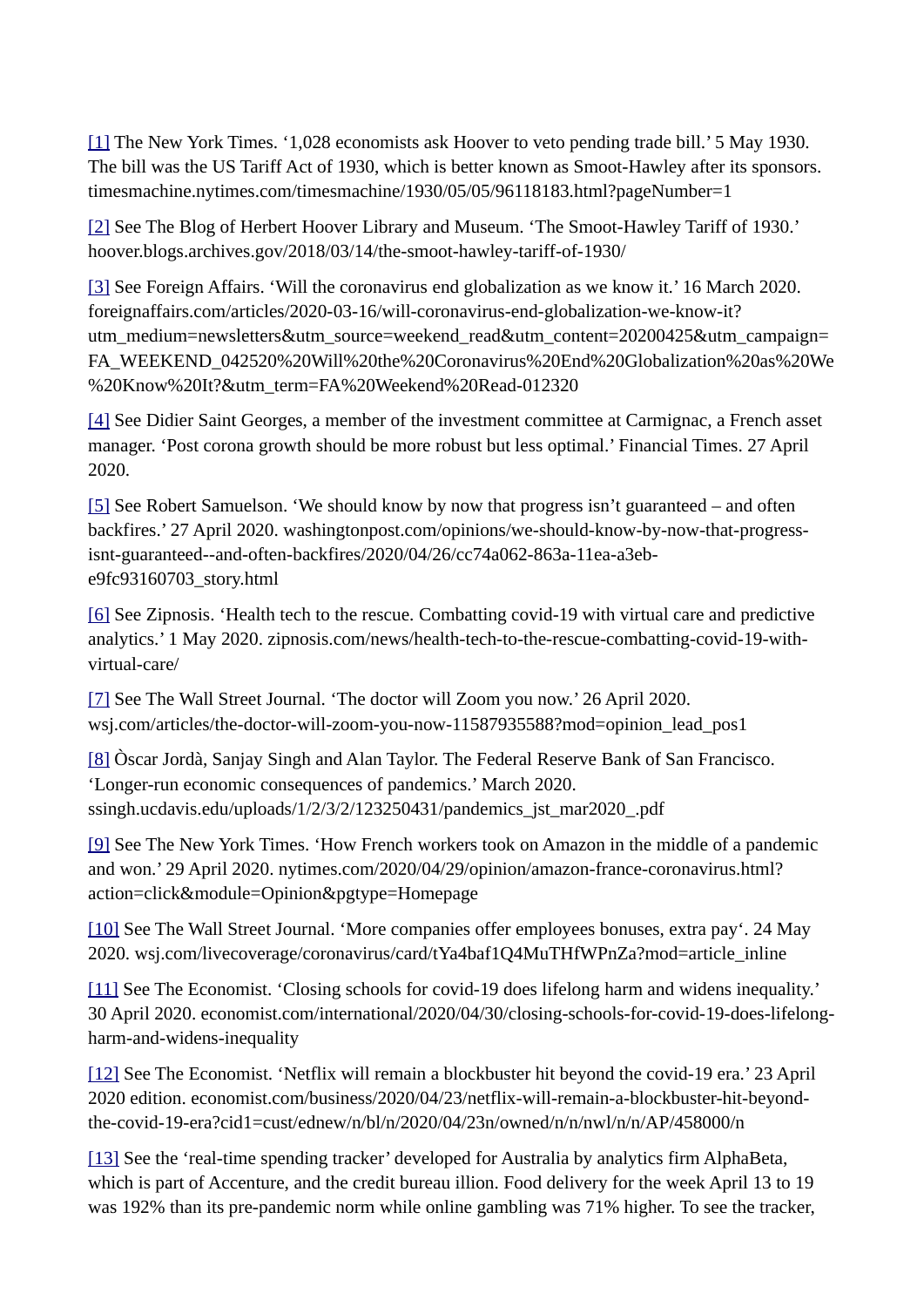[1] The New York Times. '1,028 economists ask Hoover to veto pending trade bill.' 5 May 1930. The bill was the US Tariff Act of 1930, which is better known as Smoot-Hawley after its sponsors. timesmachine.nytimes.com/timesmachine/1930/05/05/96118183.html?pageNumber=1

[2] See The Blog of Herbert Hoover Library and Museum. 'The Smoot-Hawley Tariff of 1930.' hoover.blogs.archives.gov/2018/03/14/the-smoot-hawley-tariff-of-1930/

[3] See Foreign Affairs. 'Will the coronavirus end globalization as we know it.' 16 March 2020. foreignaffairs.com/articles/2020-03-16/will-coronavirus-end-globalization-we-know-it?utm_medium=newsletters&utm_source=weekend_read&utm_content=20200425&utm_campaign=FA_WEEKEND_042520%20Will%20the%20Coronavirus%20End%20Globalization%20as%20We%20Know%20It?&utm_term=FA%20Weekend%20Read-012320

[4] See Didier Saint Georges, a member of the investment committee at Carmignac, a French asset manager. 'Post corona growth should be more robust but less optimal.' Financial Times. 27 April 2020.

[5] See Robert Samuelson. 'We should know by now that progress isn't guaranteed – and often backfires.' 27 April 2020. washingtonpost.com/opinions/we-should-know-by-now-that-progress-isnt-guaranteed--and-often-backfires/2020/04/26/cc74a062-863a-11ea-a3eb-e9fc93160703_story.html

[6] See Zipnosis. 'Health tech to the rescue. Combatting covid-19 with virtual care and predictive analytics.' 1 May 2020. zipnosis.com/news/health-tech-to-the-rescue-combatting-covid-19-with-virtual-care/

[7] See The Wall Street Journal. 'The doctor will Zoom you now.' 26 April 2020. wsj.com/articles/the-doctor-will-zoom-you-now-11587935588?mod=opinion_lead_pos1

[8] Òscar Jordà, Sanjay Singh and Alan Taylor. The Federal Reserve Bank of San Francisco. 'Longer-run economic consequences of pandemics.' March 2020. ssingh.ucdavis.edu/uploads/1/2/3/2/123250431/pandemics_jst_mar2020_.pdf

[9] See The New York Times. 'How French workers took on Amazon in the middle of a pandemic and won.' 29 April 2020. nytimes.com/2020/04/29/opinion/amazon-france-coronavirus.html?action=click&module=Opinion&pgtype=Homepage

[10] See The Wall Street Journal. 'More companies offer employees bonuses, extra pay'. 24 May 2020. wsj.com/livecoverage/coronavirus/card/tYa4baf1Q4MuTHfWPnZa?mod=article_inline

[11] See The Economist. 'Closing schools for covid-19 does lifelong harm and widens inequality.' 30 April 2020. economist.com/international/2020/04/30/closing-schools-for-covid-19-does-lifelong-harm-and-widens-inequality

[12] See The Economist. 'Netflix will remain a blockbuster hit beyond the covid-19 era.' 23 April 2020 edition. economist.com/business/2020/04/23/netflix-will-remain-a-blockbuster-hit-beyond-the-covid-19-era?cid1=cust/ednew/n/bl/n/2020/04/23n/owned/n/n/nwl/n/n/AP/458000/n

[13] See the 'real-time spending tracker' developed for Australia by analytics firm AlphaBeta, which is part of Accenture, and the credit bureau illion. Food delivery for the week April 13 to 19 was 192% than its pre-pandemic norm while online gambling was 71% higher. To see the tracker,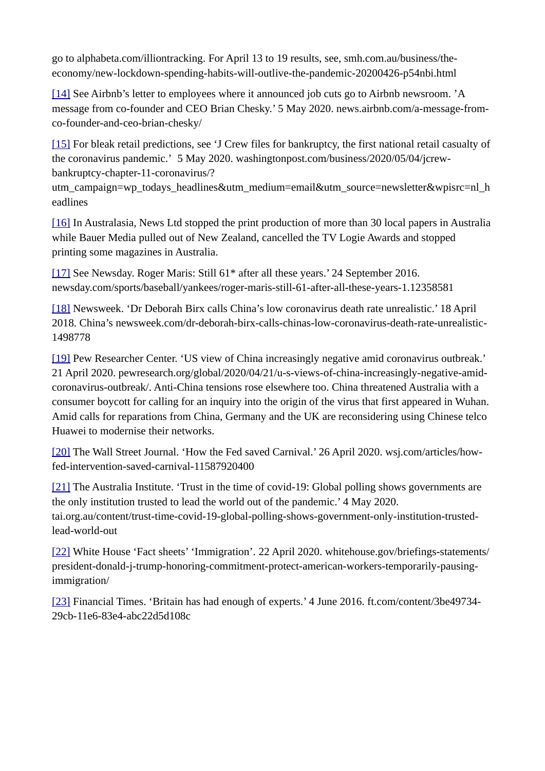go to alphabeta.com/illiontracking. For April 13 to 19 results, see, smh.com.au/business/the-economy/new-lockdown-spending-habits-will-outlive-the-pandemic-20200426-p54nbi.html

[14] See Airbnb's letter to employees where it announced job cuts go to Airbnb newsroom. 'A message from co-founder and CEO Brian Chesky.' 5 May 2020. news.airbnb.com/a-message-from-co-founder-and-ceo-brian-chesky/

[15] For bleak retail predictions, see 'J Crew files for bankruptcy, the first national retail casualty of the coronavirus pandemic.' 5 May 2020. washingtonpost.com/business/2020/05/04/jcrew-bankruptcy-chapter-11-coronavirus/?utm_campaign=wp_todays_headlines&utm_medium=email&utm_source=newsletter&wpisrc=nl_headlines

[16] In Australasia, News Ltd stopped the print production of more than 30 local papers in Australia while Bauer Media pulled out of New Zealand, cancelled the TV Logie Awards and stopped printing some magazines in Australia.

[17] See Newsday. Roger Maris: Still 61* after all these years.' 24 September 2016. newsday.com/sports/baseball/yankees/roger-maris-still-61-after-all-these-years-1.12358581

[18] Newsweek. 'Dr Deborah Birx calls China's low coronavirus death rate unrealistic.' 18 April 2018. China's newsweek.com/dr-deborah-birx-calls-chinas-low-coronavirus-death-rate-unrealistic-1498778

[19] Pew Researcher Center. 'US view of China increasingly negative amid coronavirus outbreak.' 21 April 2020. pewresearch.org/global/2020/04/21/u-s-views-of-china-increasingly-negative-amid-coronavirus-outbreak/. Anti-China tensions rose elsewhere too. China threatened Australia with a consumer boycott for calling for an inquiry into the origin of the virus that first appeared in Wuhan. Amid calls for reparations from China, Germany and the UK are reconsidering using Chinese telco Huawei to modernise their networks.

[20] The Wall Street Journal. 'How the Fed saved Carnival.' 26 April 2020. wsj.com/articles/how-fed-intervention-saved-carnival-11587920400

[21] The Australia Institute. 'Trust in the time of covid-19: Global polling shows governments are the only institution trusted to lead the world out of the pandemic.' 4 May 2020. tai.org.au/content/trust-time-covid-19-global-polling-shows-government-only-institution-trusted-lead-world-out

[22] White House 'Fact sheets' 'Immigration'. 22 April 2020. whitehouse.gov/briefings-statements/president-donald-j-trump-honoring-commitment-protect-american-workers-temporarily-pausing-immigration/

[23] Financial Times. 'Britain has had enough of experts.' 4 June 2016. ft.com/content/3be49734-29cb-11e6-83e4-abc22d5d108c